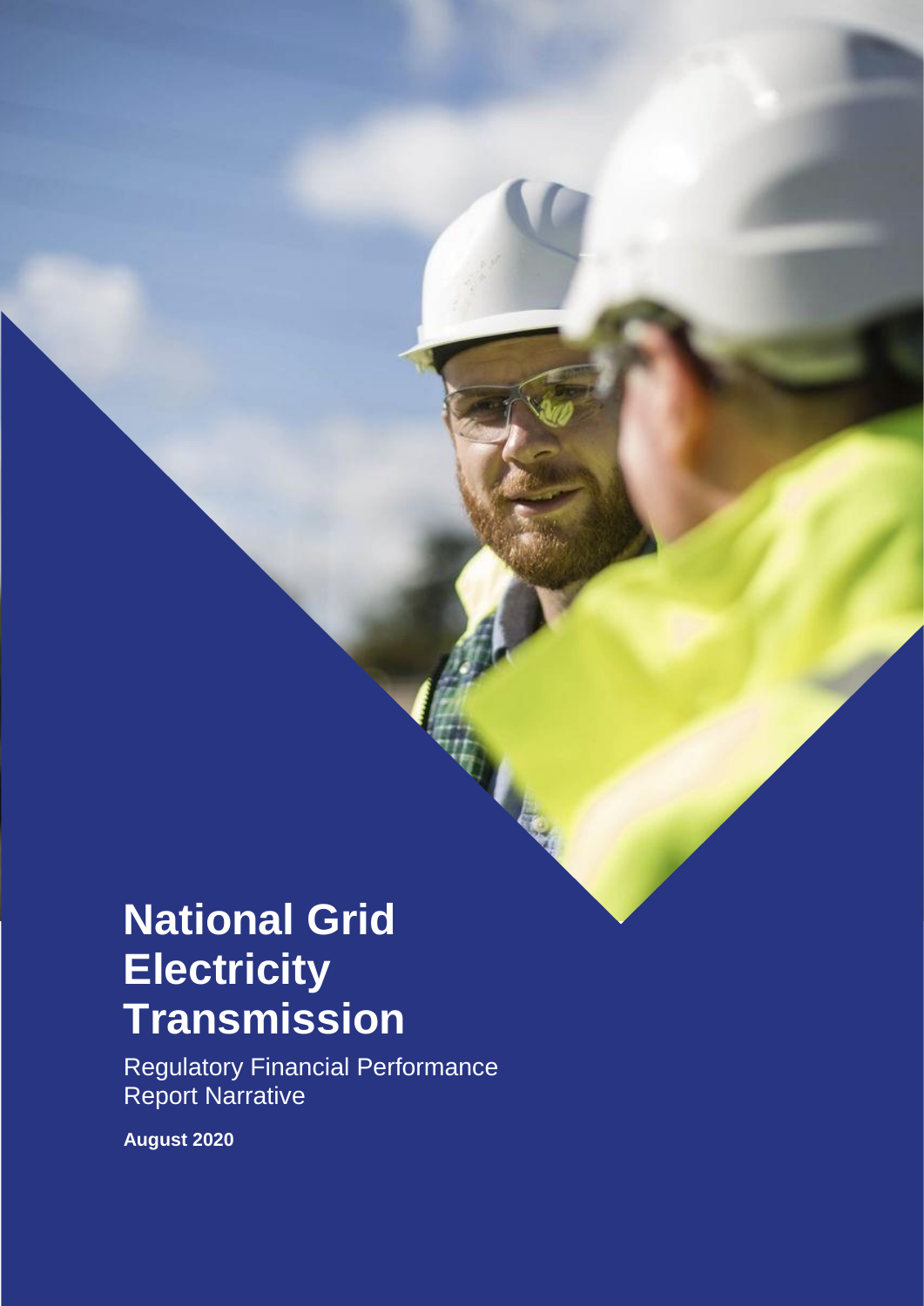# National Grid Electricity Transmission

Regulatory Financial Performance Report Narrative

**August 2020**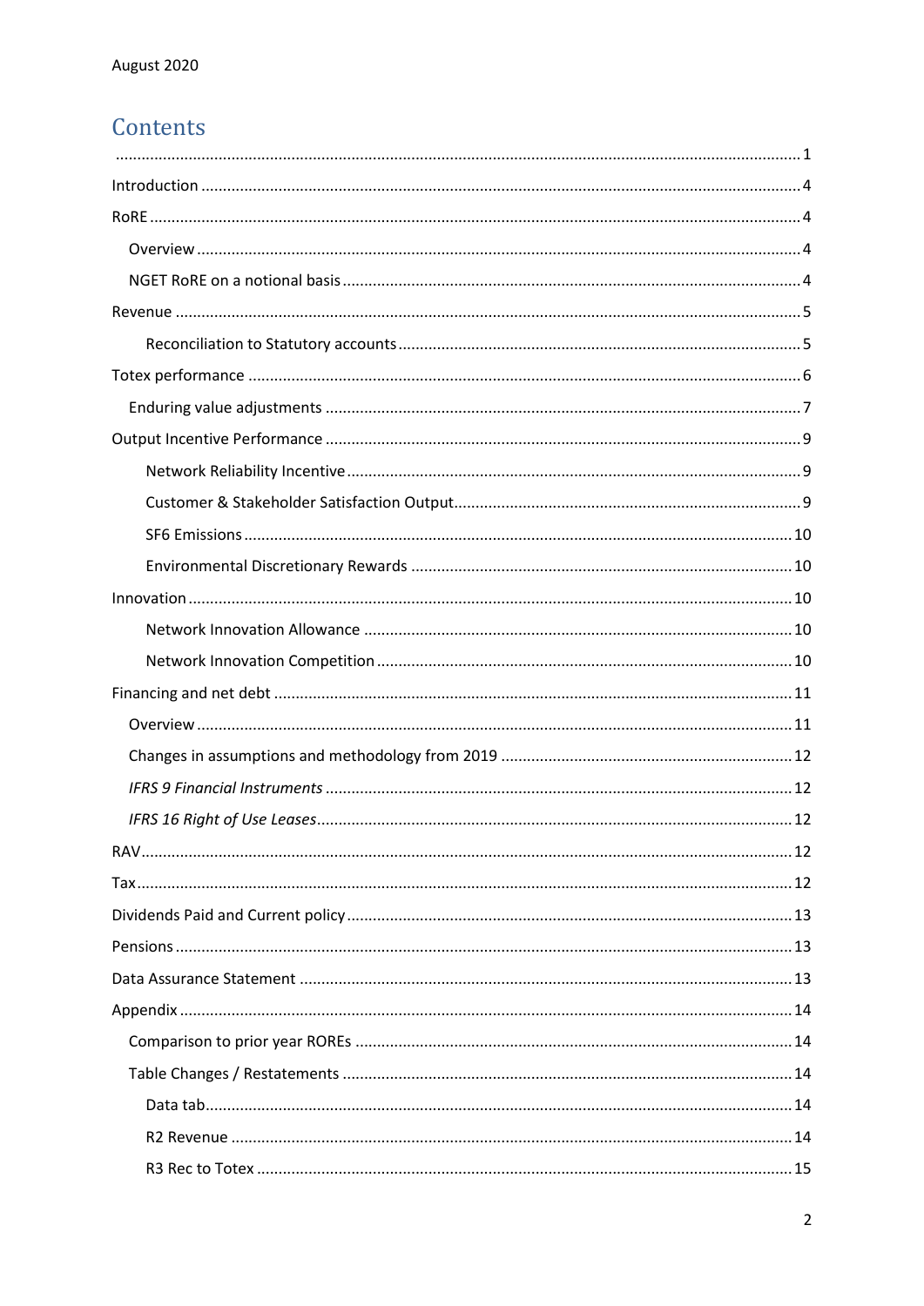August 2020

# Contents

.............................................................................................................................................. 1

Introduction ........................................................................................................................................ 4

RoRE ................................................................................................................................................... 4

- Overview ........................................................................................................................................ 4
- NGET RoRE on a notional basis ...................................................................................................... 4

Revenue .............................................................................................................................................. 5

- Reconciliation to Statutory accounts ........................................................................................... 5

Totex performance ............................................................................................................................. 6

- Enduring value adjustments .......................................................................................................... 7

Output Incentive Performance ............................................................................................................ 9

- Network Reliability Incentive ........................................................................................................ 9
- Customer & Stakeholder Satisfaction Output ............................................................................... 9
- SF6 Emissions ............................................................................................................................ 10
- Environmental Discretionary Rewards ........................................................................................ 10

Innovation ......................................................................................................................................... 10

- Network Innovation Allowance .................................................................................................. 10
- Network Innovation Competition ................................................................................................ 10

Financing and net debt ..................................................................................................................... 11

- Overview ...................................................................................................................................... 11
- Changes in assumptions and methodology from 2019 .................................................................. 12
- *IFRS 9 Financial Instruments* ........................................................................................................ 12
- *IFRS 16 Right of Use Leases* .......................................................................................................... 12

RAV ................................................................................................................................................... 12

Tax ..................................................................................................................................................... 12

Dividends Paid and Current policy ..................................................................................................... 13

Pensions ............................................................................................................................................ 13

Data Assurance Statement ................................................................................................................ 13

Appendix ........................................................................................................................................... 14

- Comparison to prior year ROREs .................................................................................................. 14
- Table Changes / Restatements ...................................................................................................... 14
  - Data tab ................................................................................................................................... 14
  - R2 Revenue ............................................................................................................................. 14
  - R3 Rec to Totex ....................................................................................................................... 15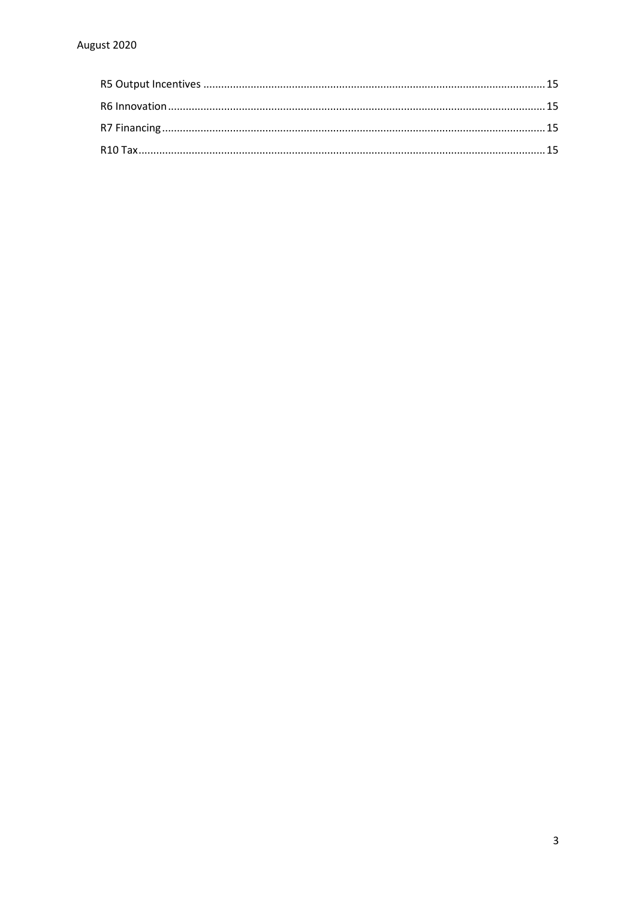R5 Output Incentives ..... 15

R6 Innovation ..... 15

R7 Financing ..... 15

R10 Tax ..... 15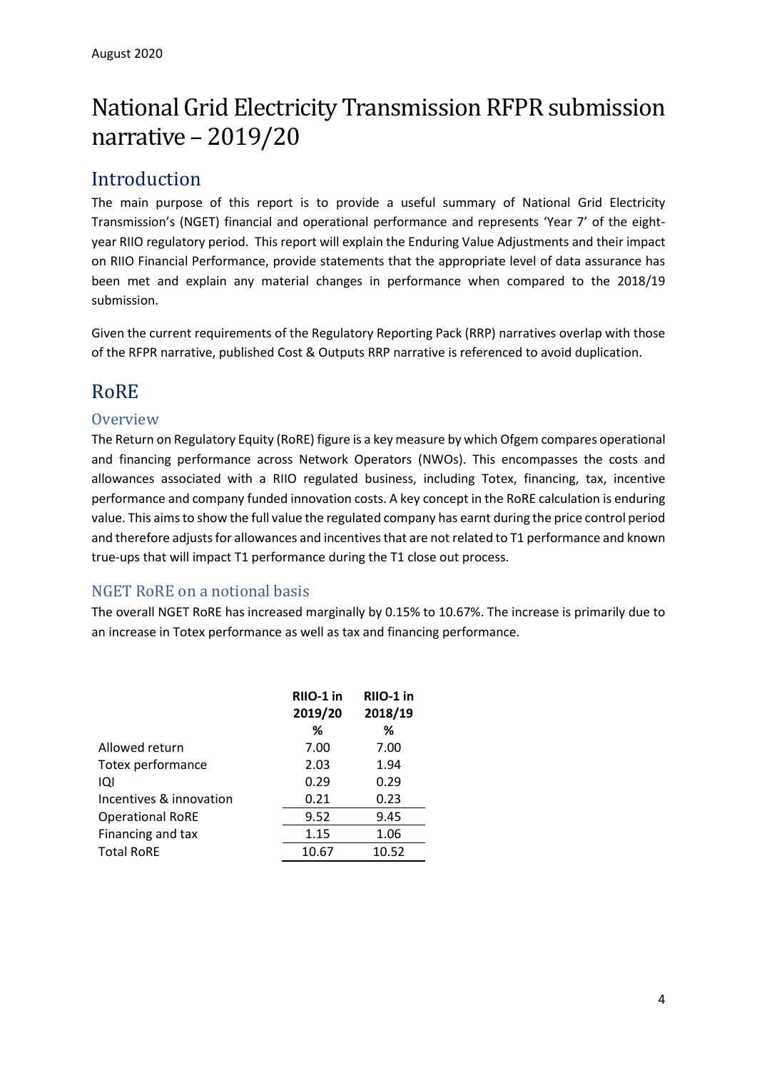August 2020

# National Grid Electricity Transmission RFPR submission narrative – 2019/20

## Introduction

The main purpose of this report is to provide a useful summary of National Grid Electricity Transmission's (NGET) financial and operational performance and represents 'Year 7' of the eight-year RIIO regulatory period. This report will explain the Enduring Value Adjustments and their impact on RIIO Financial Performance, provide statements that the appropriate level of data assurance has been met and explain any material changes in performance when compared to the 2018/19 submission.

Given the current requirements of the Regulatory Reporting Pack (RRP) narratives overlap with those of the RFPR narrative, published Cost & Outputs RRP narrative is referenced to avoid duplication.

## RoRE

### Overview

The Return on Regulatory Equity (RoRE) figure is a key measure by which Ofgem compares operational and financing performance across Network Operators (NWOs). This encompasses the costs and allowances associated with a RIIO regulated business, including Totex, financing, tax, incentive performance and company funded innovation costs. A key concept in the RoRE calculation is enduring value. This aims to show the full value the regulated company has earnt during the price control period and therefore adjusts for allowances and incentives that are not related to T1 performance and known true-ups that will impact T1 performance during the T1 close out process.

### NGET RoRE on a notional basis

The overall NGET RoRE has increased marginally by 0.15% to 10.67%. The increase is primarily due to an increase in Totex performance as well as tax and financing performance.

| | RIIO-1 in 2019/20 % | RIIO-1 in 2018/19 % |
|---|---|---|
| Allowed return | 7.00 | 7.00 |
| Totex performance | 2.03 | 1.94 |
| IQI | 0.29 | 0.29 |
| Incentives & innovation | 0.21 | 0.23 |
| Operational RoRE | 9.52 | 9.45 |
| Financing and tax | 1.15 | 1.06 |
| Total RoRE | 10.67 | 10.52 |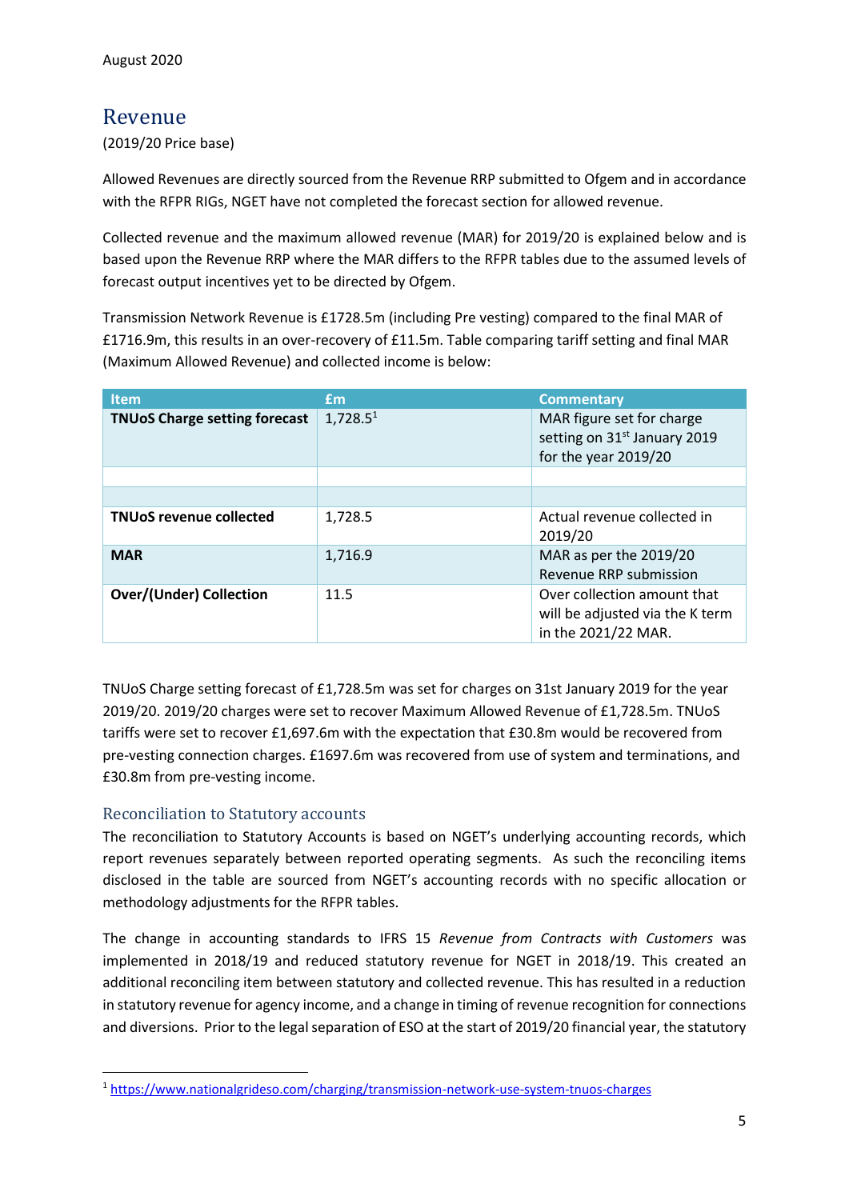# Revenue

(2019/20 Price base)

Allowed Revenues are directly sourced from the Revenue RRP submitted to Ofgem and in accordance with the RFPR RIGs, NGET have not completed the forecast section for allowed revenue.

Collected revenue and the maximum allowed revenue (MAR) for 2019/20 is explained below and is based upon the Revenue RRP where the MAR differs to the RFPR tables due to the assumed levels of forecast output incentives yet to be directed by Ofgem.

Transmission Network Revenue is £1728.5m (including Pre vesting) compared to the final MAR of £1716.9m, this results in an over-recovery of £11.5m. Table comparing tariff setting and final MAR (Maximum Allowed Revenue) and collected income is below:

| Item | £m | Commentary |
|---|---|---|
| **TNUoS Charge setting forecast** | 1,728.5[1] | MAR figure set for charge setting on 31st January 2019 for the year 2019/20 |
| | | |
| | | |
| **TNUoS revenue collected** | 1,728.5 | Actual revenue collected in 2019/20 |
| **MAR** | 1,716.9 | MAR as per the 2019/20 Revenue RRP submission |
| **Over/(Under) Collection** | 11.5 | Over collection amount that will be adjusted via the K term in the 2021/22 MAR. |

TNUoS Charge setting forecast of £1,728.5m was set for charges on 31st January 2019 for the year 2019/20. 2019/20 charges were set to recover Maximum Allowed Revenue of £1,728.5m. TNUoS tariffs were set to recover £1,697.6m with the expectation that £30.8m would be recovered from pre-vesting connection charges. £1697.6m was recovered from use of system and terminations, and £30.8m from pre-vesting income.

## Reconciliation to Statutory accounts

The reconciliation to Statutory Accounts is based on NGET's underlying accounting records, which report revenues separately between reported operating segments. As such the reconciling items disclosed in the table are sourced from NGET's accounting records with no specific allocation or methodology adjustments for the RFPR tables.

The change in accounting standards to IFRS 15 *Revenue from Contracts with Customers* was implemented in 2018/19 and reduced statutory revenue for NGET in 2018/19. This created an additional reconciling item between statutory and collected revenue. This has resulted in a reduction in statutory revenue for agency income, and a change in timing of revenue recognition for connections and diversions. Prior to the legal separation of ESO at the start of 2019/20 financial year, the statutory

[1] https://www.nationalgrideso.com/charging/transmission-network-use-system-tnuos-charges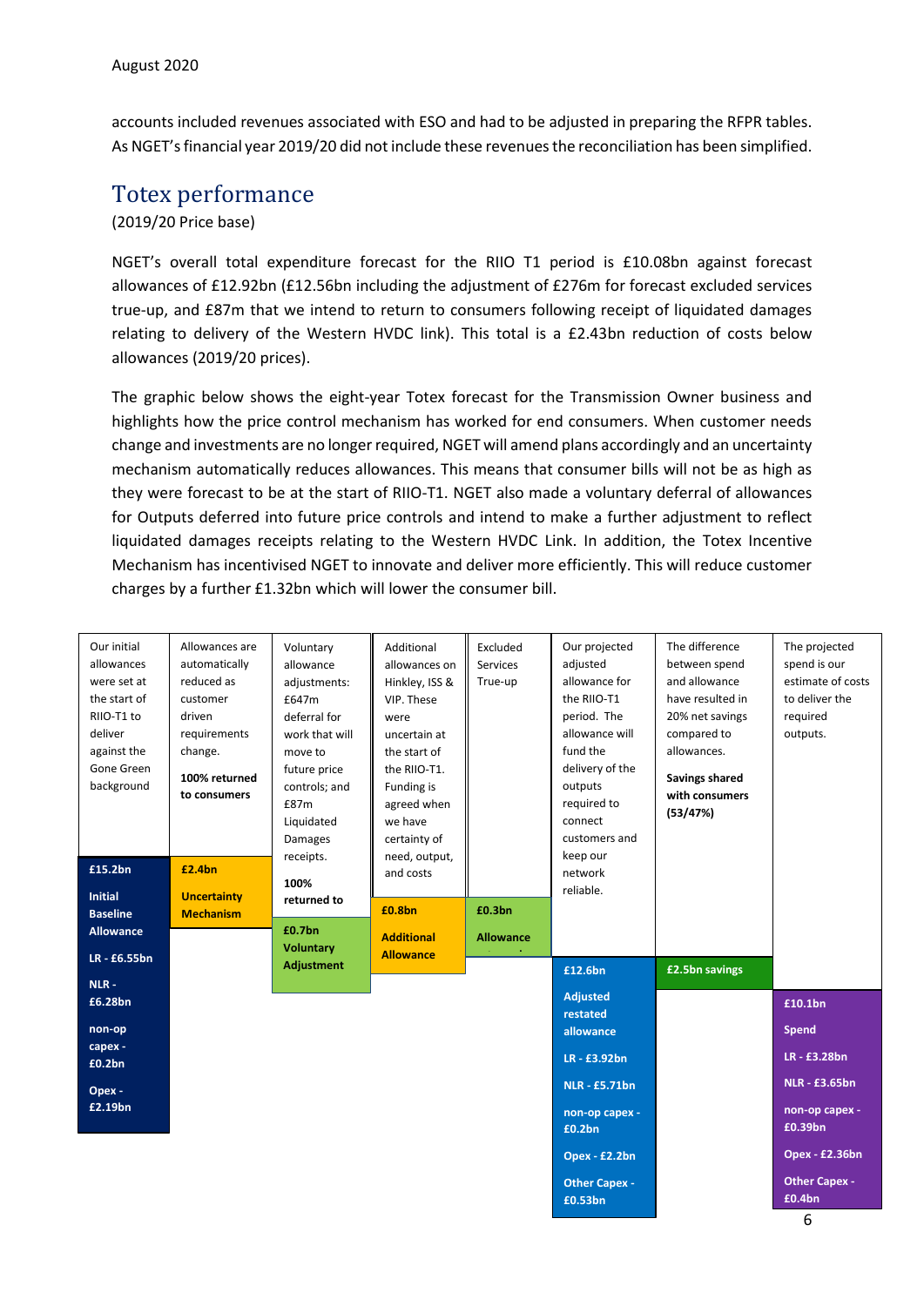August 2020

accounts included revenues associated with ESO and had to be adjusted in preparing the RFPR tables. As NGET's financial year 2019/20 did not include these revenues the reconciliation has been simplified.

## Totex performance

(2019/20 Price base)

NGET's overall total expenditure forecast for the RIIO T1 period is £10.08bn against forecast allowances of £12.92bn (£12.56bn including the adjustment of £276m for forecast excluded services true-up, and £87m that we intend to return to consumers following receipt of liquidated damages relating to delivery of the Western HVDC link). This total is a £2.43bn reduction of costs below allowances (2019/20 prices).

The graphic below shows the eight-year Totex forecast for the Transmission Owner business and highlights how the price control mechanism has worked for end consumers. When customer needs change and investments are no longer required, NGET will amend plans accordingly and an uncertainty mechanism automatically reduces allowances. This means that consumer bills will not be as high as they were forecast to be at the start of RIIO-T1. NGET also made a voluntary deferral of allowances for Outputs deferred into future price controls and intend to make a further adjustment to reflect liquidated damages receipts relating to the Western HVDC Link. In addition, the Totex Incentive Mechanism has incentivised NGET to innovate and deliver more efficiently. This will reduce customer charges by a further £1.32bn which will lower the consumer bill.

Our initial allowances were set at the start of RIIO-T1 to deliver against the Gone Green background

**£15.2bn**

**Initial Baseline Allowance**

**LR - £6.55bn**

**NLR - £6.28bn**

**non-op capex - £0.2bn**

**Opex - £2.19bn**

Allowances are automatically reduced as customer driven requirements change.

**100% returned to consumers**

**£2.4bn**

**Uncertainty Mechanism**

Voluntary allowance adjustments: £647m deferral for work that will move to future price controls; and £87m Liquidated Damages receipts.

**100% returned to**

**£0.7bn**

**Voluntary Adjustment**

Additional allowances on Hinkley, ISS & VIP. These were uncertain at the start of the RIIO-T1. Funding is agreed when we have certainty of need, output, and costs

**£0.8bn**

**Additional Allowance**

Excluded Services True-up

**£0.3bn**

**Allowance**

Our projected adjusted allowance for the RIIO-T1 period. The allowance will fund the delivery of the outputs required to connect customers and keep our network reliable.

**£12.6bn**

**Adjusted restated allowance**

**LR - £3.92bn**

**NLR - £5.71bn**

**non-op capex - £0.2bn**

**Opex - £2.2bn**

**Other Capex - £0.53bn**

The difference between spend and allowance have resulted in 20% net savings compared to allowances.

**Savings shared with consumers (53/47%)**

**£2.5bn savings**

The projected spend is our estimate of costs to deliver the required outputs.

**£10.1bn**

**Spend**

**LR - £3.28bn**

**NLR - £3.65bn**

**non-op capex - £0.39bn**

**Opex - £2.36bn**

**Other Capex - £0.4bn**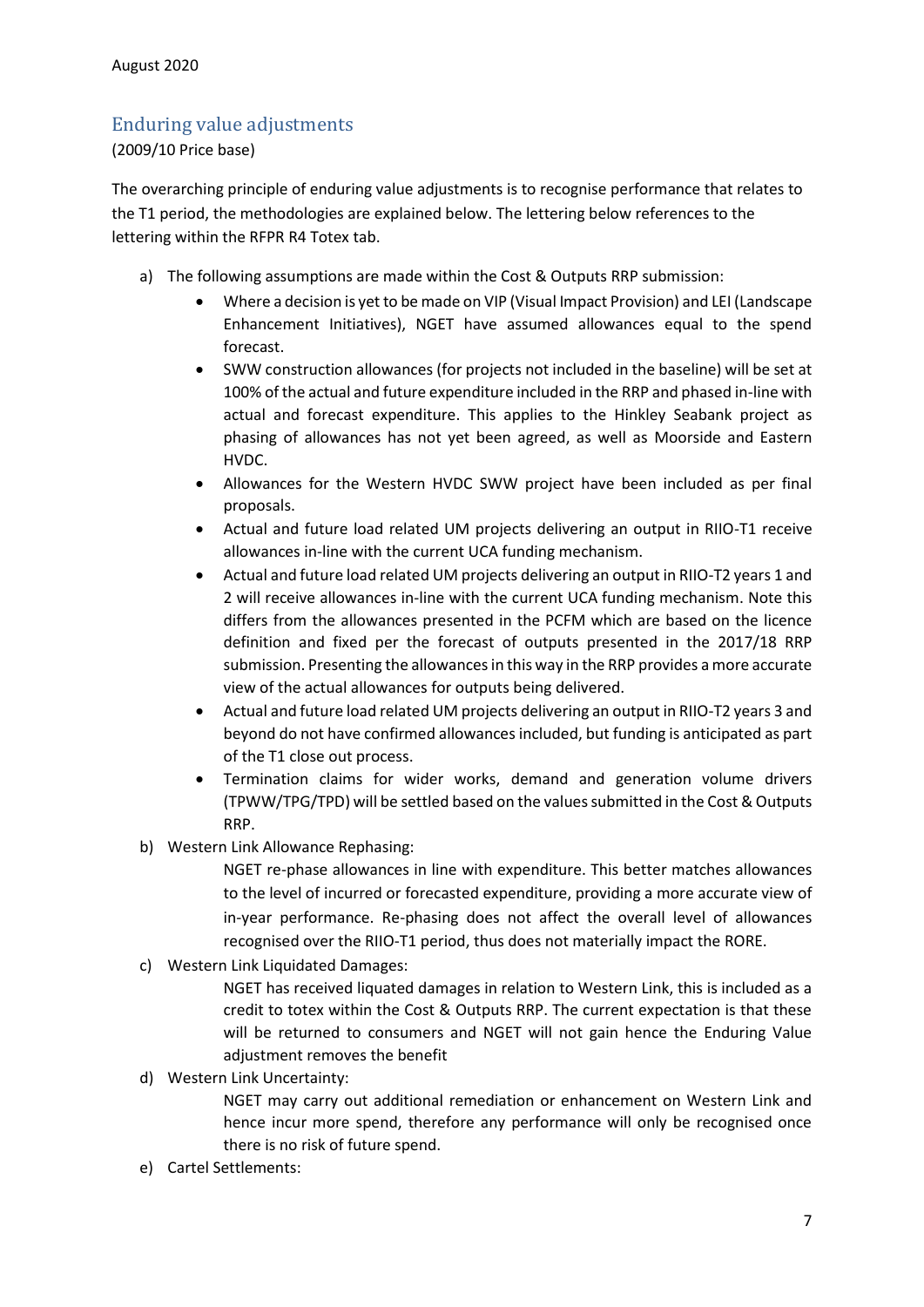## Enduring value adjustments

(2009/10 Price base)

The overarching principle of enduring value adjustments is to recognise performance that relates to the T1 period, the methodologies are explained below. The lettering below references to the lettering within the RFPR R4 Totex tab.

a) The following assumptions are made within the Cost & Outputs RRP submission:
    - Where a decision is yet to be made on VIP (Visual Impact Provision) and LEI (Landscape Enhancement Initiatives), NGET have assumed allowances equal to the spend forecast.
    - SWW construction allowances (for projects not included in the baseline) will be set at 100% of the actual and future expenditure included in the RRP and phased in-line with actual and forecast expenditure. This applies to the Hinkley Seabank project as phasing of allowances has not yet been agreed, as well as Moorside and Eastern HVDC.
    - Allowances for the Western HVDC SWW project have been included as per final proposals.
    - Actual and future load related UM projects delivering an output in RIIO-T1 receive allowances in-line with the current UCA funding mechanism.
    - Actual and future load related UM projects delivering an output in RIIO-T2 years 1 and 2 will receive allowances in-line with the current UCA funding mechanism. Note this differs from the allowances presented in the PCFM which are based on the licence definition and fixed per the forecast of outputs presented in the 2017/18 RRP submission. Presenting the allowances in this way in the RRP provides a more accurate view of the actual allowances for outputs being delivered.
    - Actual and future load related UM projects delivering an output in RIIO-T2 years 3 and beyond do not have confirmed allowances included, but funding is anticipated as part of the T1 close out process.
    - Termination claims for wider works, demand and generation volume drivers (TPWW/TPG/TPD) will be settled based on the values submitted in the Cost & Outputs RRP.

b) Western Link Allowance Rephasing:

    NGET re-phase allowances in line with expenditure. This better matches allowances to the level of incurred or forecasted expenditure, providing a more accurate view of in-year performance. Re-phasing does not affect the overall level of allowances recognised over the RIIO-T1 period, thus does not materially impact the RORE.

c) Western Link Liquidated Damages:

    NGET has received liquated damages in relation to Western Link, this is included as a credit to totex within the Cost & Outputs RRP. The current expectation is that these will be returned to consumers and NGET will not gain hence the Enduring Value adjustment removes the benefit

d) Western Link Uncertainty:

    NGET may carry out additional remediation or enhancement on Western Link and hence incur more spend, therefore any performance will only be recognised once there is no risk of future spend.

e) Cartel Settlements: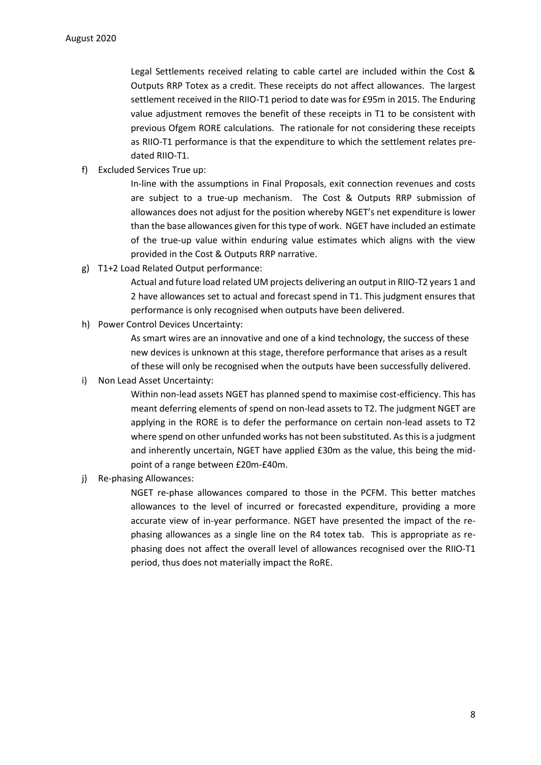Legal Settlements received relating to cable cartel are included within the Cost & Outputs RRP Totex as a credit. These receipts do not affect allowances. The largest settlement received in the RIIO-T1 period to date was for £95m in 2015. The Enduring value adjustment removes the benefit of these receipts in T1 to be consistent with previous Ofgem RORE calculations. The rationale for not considering these receipts as RIIO-T1 performance is that the expenditure to which the settlement relates pre-dated RIIO-T1.

f) Excluded Services True up:

   In-line with the assumptions in Final Proposals, exit connection revenues and costs are subject to a true-up mechanism. The Cost & Outputs RRP submission of allowances does not adjust for the position whereby NGET's net expenditure is lower than the base allowances given for this type of work. NGET have included an estimate of the true-up value within enduring value estimates which aligns with the view provided in the Cost & Outputs RRP narrative.

g) T1+2 Load Related Output performance:

   Actual and future load related UM projects delivering an output in RIIO-T2 years 1 and 2 have allowances set to actual and forecast spend in T1. This judgment ensures that performance is only recognised when outputs have been delivered.

h) Power Control Devices Uncertainty:

   As smart wires are an innovative and one of a kind technology, the success of these new devices is unknown at this stage, therefore performance that arises as a result of these will only be recognised when the outputs have been successfully delivered.

i) Non Lead Asset Uncertainty:

   Within non-lead assets NGET has planned spend to maximise cost-efficiency. This has meant deferring elements of spend on non-lead assets to T2. The judgment NGET are applying in the RORE is to defer the performance on certain non-lead assets to T2 where spend on other unfunded works has not been substituted. As this is a judgment and inherently uncertain, NGET have applied £30m as the value, this being the mid-point of a range between £20m-£40m.

j) Re-phasing Allowances:

   NGET re-phase allowances compared to those in the PCFM. This better matches allowances to the level of incurred or forecasted expenditure, providing a more accurate view of in-year performance. NGET have presented the impact of the re-phasing allowances as a single line on the R4 totex tab. This is appropriate as re-phasing does not affect the overall level of allowances recognised over the RIIO-T1 period, thus does not materially impact the RoRE.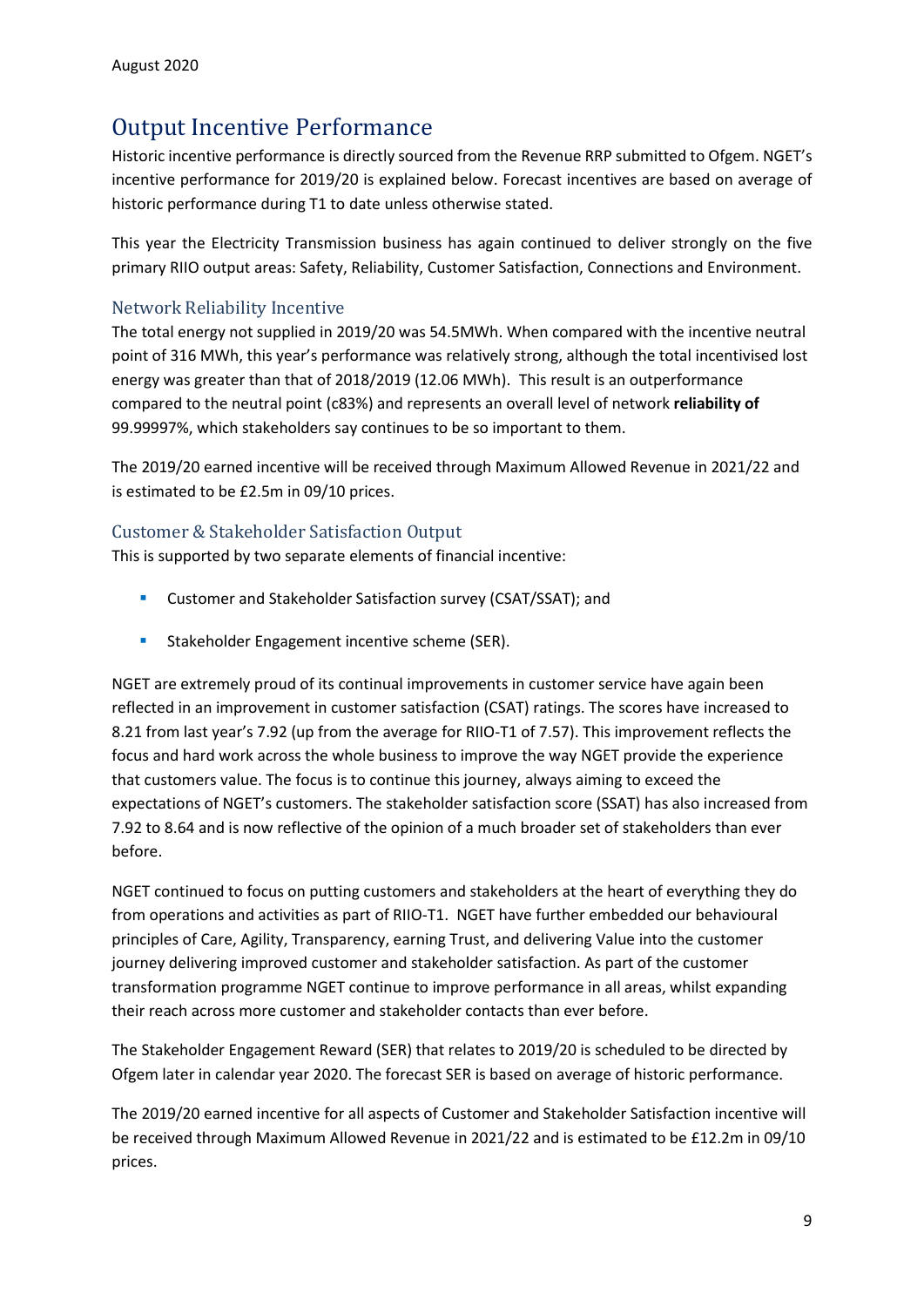## Output Incentive Performance

Historic incentive performance is directly sourced from the Revenue RRP submitted to Ofgem. NGET's incentive performance for 2019/20 is explained below. Forecast incentives are based on average of historic performance during T1 to date unless otherwise stated.

This year the Electricity Transmission business has again continued to deliver strongly on the five primary RIIO output areas: Safety, Reliability, Customer Satisfaction, Connections and Environment.

### Network Reliability Incentive

The total energy not supplied in 2019/20 was 54.5MWh. When compared with the incentive neutral point of 316 MWh, this year's performance was relatively strong, although the total incentivised lost energy was greater than that of 2018/2019 (12.06 MWh). This result is an outperformance compared to the neutral point (c83%) and represents an overall level of network **reliability of** 99.99997%, which stakeholders say continues to be so important to them.

The 2019/20 earned incentive will be received through Maximum Allowed Revenue in 2021/22 and is estimated to be £2.5m in 09/10 prices.

### Customer & Stakeholder Satisfaction Output

This is supported by two separate elements of financial incentive:

- Customer and Stakeholder Satisfaction survey (CSAT/SSAT); and
- Stakeholder Engagement incentive scheme (SER).

NGET are extremely proud of its continual improvements in customer service have again been reflected in an improvement in customer satisfaction (CSAT) ratings. The scores have increased to 8.21 from last year's 7.92 (up from the average for RIIO-T1 of 7.57). This improvement reflects the focus and hard work across the whole business to improve the way NGET provide the experience that customers value. The focus is to continue this journey, always aiming to exceed the expectations of NGET's customers. The stakeholder satisfaction score (SSAT) has also increased from 7.92 to 8.64 and is now reflective of the opinion of a much broader set of stakeholders than ever before.

NGET continued to focus on putting customers and stakeholders at the heart of everything they do from operations and activities as part of RIIO-T1. NGET have further embedded our behavioural principles of Care, Agility, Transparency, earning Trust, and delivering Value into the customer journey delivering improved customer and stakeholder satisfaction. As part of the customer transformation programme NGET continue to improve performance in all areas, whilst expanding their reach across more customer and stakeholder contacts than ever before.

The Stakeholder Engagement Reward (SER) that relates to 2019/20 is scheduled to be directed by Ofgem later in calendar year 2020. The forecast SER is based on average of historic performance.

The 2019/20 earned incentive for all aspects of Customer and Stakeholder Satisfaction incentive will be received through Maximum Allowed Revenue in 2021/22 and is estimated to be £12.2m in 09/10 prices.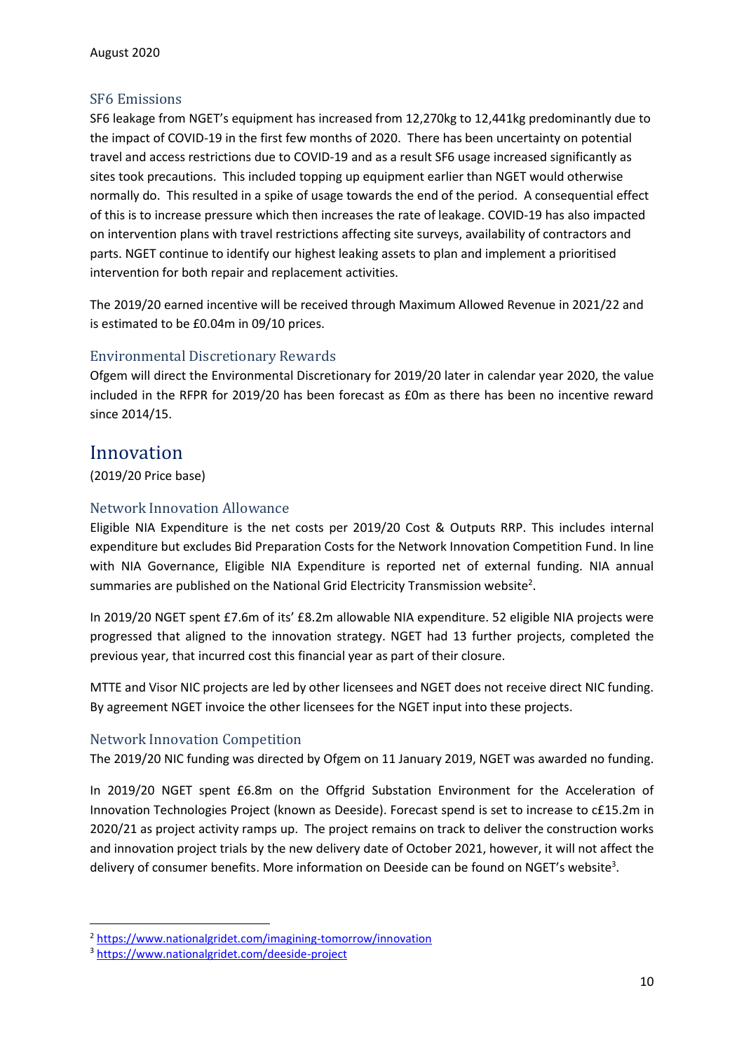### SF6 Emissions

SF6 leakage from NGET's equipment has increased from 12,270kg to 12,441kg predominantly due to the impact of COVID-19 in the first few months of 2020. There has been uncertainty on potential travel and access restrictions due to COVID-19 and as a result SF6 usage increased significantly as sites took precautions. This included topping up equipment earlier than NGET would otherwise normally do. This resulted in a spike of usage towards the end of the period. A consequential effect of this is to increase pressure which then increases the rate of leakage. COVID-19 has also impacted on intervention plans with travel restrictions affecting site surveys, availability of contractors and parts. NGET continue to identify our highest leaking assets to plan and implement a prioritised intervention for both repair and replacement activities.

The 2019/20 earned incentive will be received through Maximum Allowed Revenue in 2021/22 and is estimated to be £0.04m in 09/10 prices.

### Environmental Discretionary Rewards

Ofgem will direct the Environmental Discretionary for 2019/20 later in calendar year 2020, the value included in the RFPR for 2019/20 has been forecast as £0m as there has been no incentive reward since 2014/15.

## Innovation

(2019/20 Price base)

### Network Innovation Allowance

Eligible NIA Expenditure is the net costs per 2019/20 Cost & Outputs RRP. This includes internal expenditure but excludes Bid Preparation Costs for the Network Innovation Competition Fund. In line with NIA Governance, Eligible NIA Expenditure is reported net of external funding. NIA annual summaries are published on the National Grid Electricity Transmission website[2].

In 2019/20 NGET spent £7.6m of its' £8.2m allowable NIA expenditure. 52 eligible NIA projects were progressed that aligned to the innovation strategy. NGET had 13 further projects, completed the previous year, that incurred cost this financial year as part of their closure.

MTTE and Visor NIC projects are led by other licensees and NGET does not receive direct NIC funding. By agreement NGET invoice the other licensees for the NGET input into these projects.

### Network Innovation Competition

The 2019/20 NIC funding was directed by Ofgem on 11 January 2019, NGET was awarded no funding.

In 2019/20 NGET spent £6.8m on the Offgrid Substation Environment for the Acceleration of Innovation Technologies Project (known as Deeside). Forecast spend is set to increase to c£15.2m in 2020/21 as project activity ramps up. The project remains on track to deliver the construction works and innovation project trials by the new delivery date of October 2021, however, it will not affect the delivery of consumer benefits. More information on Deeside can be found on NGET's website[3].

---

[2] https://www.nationalgridet.com/imagining-tomorrow/innovation

[3] https://www.nationalgridet.com/deeside-project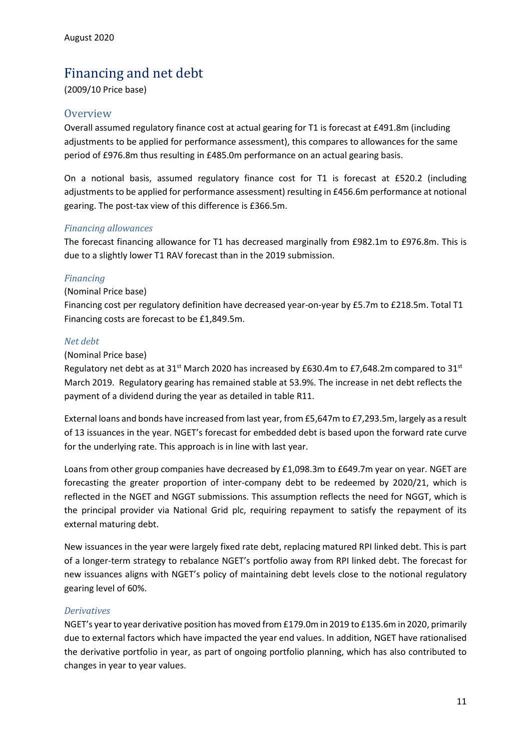August 2020

# Financing and net debt

(2009/10 Price base)

## Overview

Overall assumed regulatory finance cost at actual gearing for T1 is forecast at £491.8m (including adjustments to be applied for performance assessment), this compares to allowances for the same period of £976.8m thus resulting in £485.0m performance on an actual gearing basis.

On a notional basis, assumed regulatory finance cost for T1 is forecast at £520.2 (including adjustments to be applied for performance assessment) resulting in £456.6m performance at notional gearing. The post-tax view of this difference is £366.5m.

### *Financing allowances*

The forecast financing allowance for T1 has decreased marginally from £982.1m to £976.8m. This is due to a slightly lower T1 RAV forecast than in the 2019 submission.

### *Financing*

(Nominal Price base)

Financing cost per regulatory definition have decreased year-on-year by £5.7m to £218.5m. Total T1 Financing costs are forecast to be £1,849.5m.

### *Net debt*

(Nominal Price base)

Regulatory net debt as at 31st March 2020 has increased by £630.4m to £7,648.2m compared to 31st March 2019. Regulatory gearing has remained stable at 53.9%. The increase in net debt reflects the payment of a dividend during the year as detailed in table R11.

External loans and bonds have increased from last year, from £5,647m to £7,293.5m, largely as a result of 13 issuances in the year. NGET's forecast for embedded debt is based upon the forward rate curve for the underlying rate. This approach is in line with last year.

Loans from other group companies have decreased by £1,098.3m to £649.7m year on year. NGET are forecasting the greater proportion of inter-company debt to be redeemed by 2020/21, which is reflected in the NGET and NGGT submissions. This assumption reflects the need for NGGT, which is the principal provider via National Grid plc, requiring repayment to satisfy the repayment of its external maturing debt.

New issuances in the year were largely fixed rate debt, replacing matured RPI linked debt. This is part of a longer-term strategy to rebalance NGET's portfolio away from RPI linked debt. The forecast for new issuances aligns with NGET's policy of maintaining debt levels close to the notional regulatory gearing level of 60%.

### *Derivatives*

NGET's year to year derivative position has moved from £179.0m in 2019 to £135.6m in 2020, primarily due to external factors which have impacted the year end values. In addition, NGET have rationalised the derivative portfolio in year, as part of ongoing portfolio planning, which has also contributed to changes in year to year values.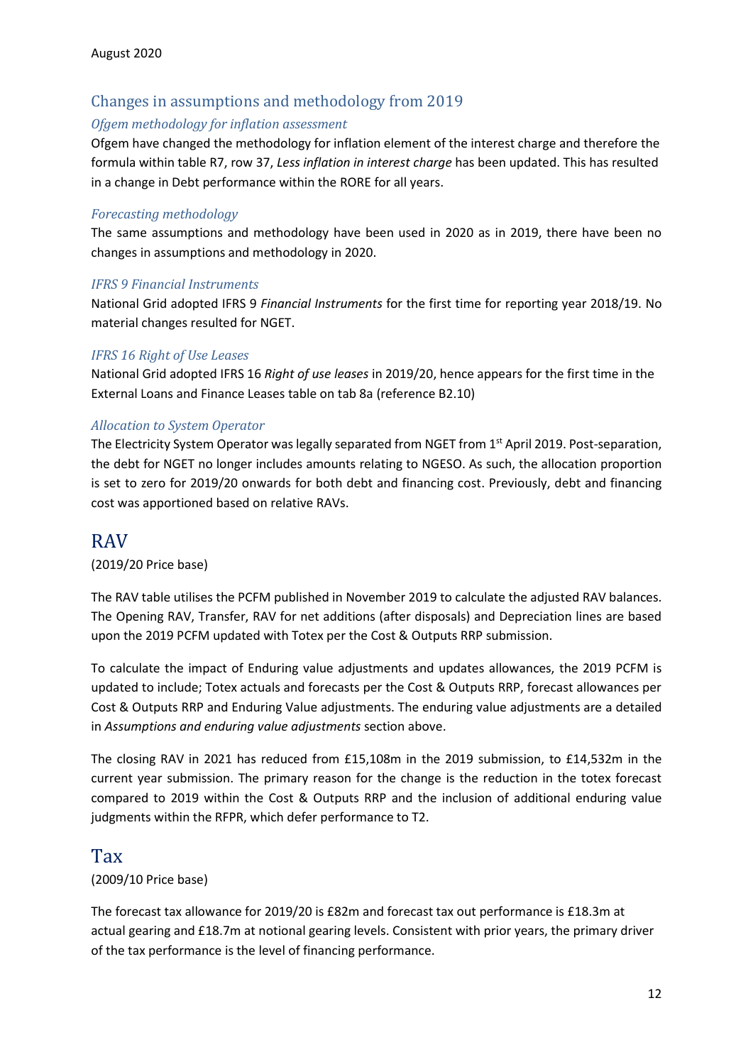## Changes in assumptions and methodology from 2019

### *Ofgem methodology for inflation assessment*

Ofgem have changed the methodology for inflation element of the interest charge and therefore the formula within table R7, row 37, *Less inflation in interest charge* has been updated. This has resulted in a change in Debt performance within the RORE for all years.

### *Forecasting methodology*

The same assumptions and methodology have been used in 2020 as in 2019, there have been no changes in assumptions and methodology in 2020.

### *IFRS 9 Financial Instruments*

National Grid adopted IFRS 9 *Financial Instruments* for the first time for reporting year 2018/19. No material changes resulted for NGET.

### *IFRS 16 Right of Use Leases*

National Grid adopted IFRS 16 *Right of use leases* in 2019/20, hence appears for the first time in the External Loans and Finance Leases table on tab 8a (reference B2.10)

### *Allocation to System Operator*

The Electricity System Operator was legally separated from NGET from 1st April 2019. Post-separation, the debt for NGET no longer includes amounts relating to NGESO. As such, the allocation proportion is set to zero for 2019/20 onwards for both debt and financing cost. Previously, debt and financing cost was apportioned based on relative RAVs.

# RAV

(2019/20 Price base)

The RAV table utilises the PCFM published in November 2019 to calculate the adjusted RAV balances. The Opening RAV, Transfer, RAV for net additions (after disposals) and Depreciation lines are based upon the 2019 PCFM updated with Totex per the Cost & Outputs RRP submission.

To calculate the impact of Enduring value adjustments and updates allowances, the 2019 PCFM is updated to include; Totex actuals and forecasts per the Cost & Outputs RRP, forecast allowances per Cost & Outputs RRP and Enduring Value adjustments. The enduring value adjustments are a detailed in *Assumptions and enduring value adjustments* section above.

The closing RAV in 2021 has reduced from £15,108m in the 2019 submission, to £14,532m in the current year submission. The primary reason for the change is the reduction in the totex forecast compared to 2019 within the Cost & Outputs RRP and the inclusion of additional enduring value judgments within the RFPR, which defer performance to T2.

# Tax

(2009/10 Price base)

The forecast tax allowance for 2019/20 is £82m and forecast tax out performance is £18.3m at actual gearing and £18.7m at notional gearing levels. Consistent with prior years, the primary driver of the tax performance is the level of financing performance.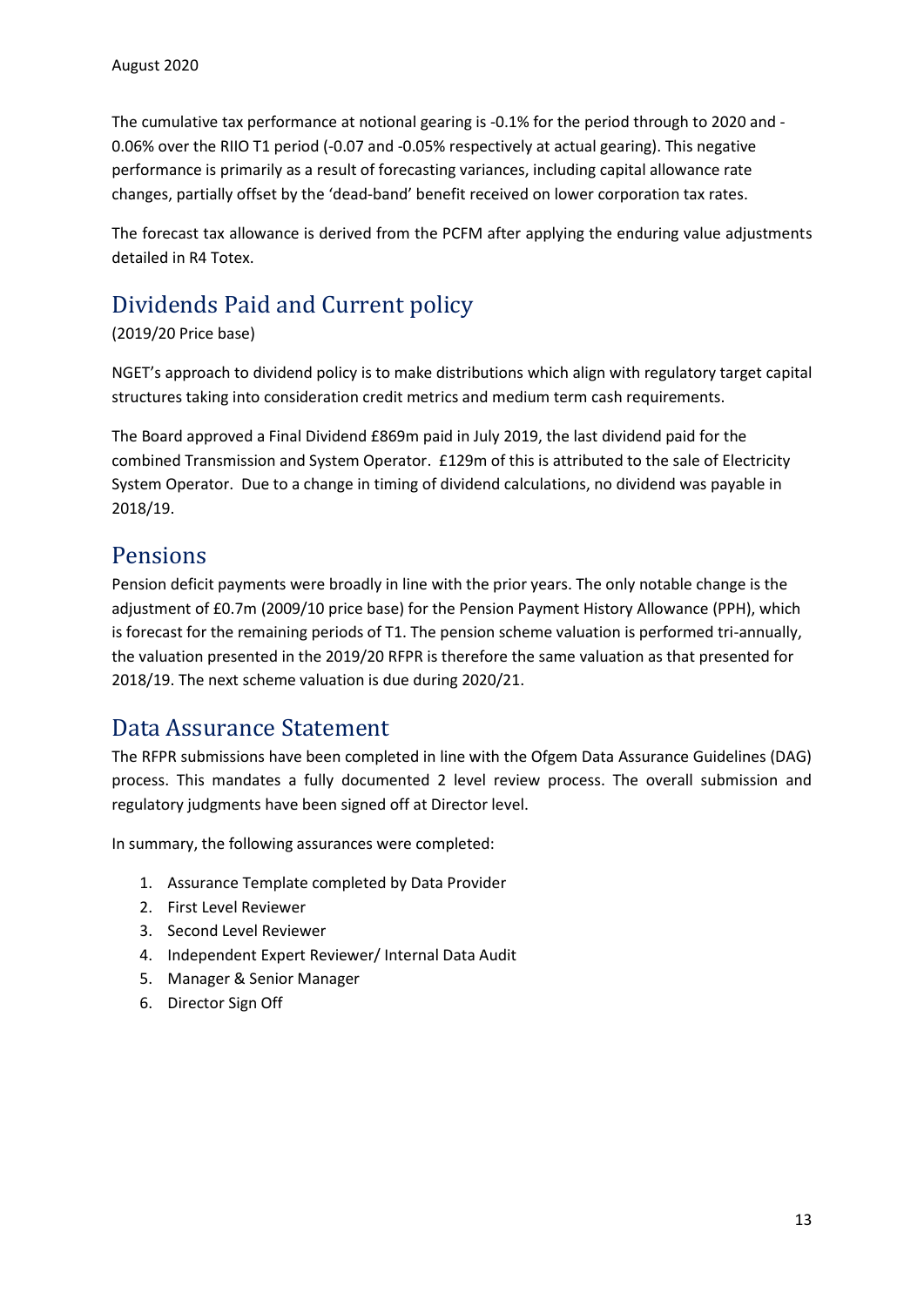The cumulative tax performance at notional gearing is -0.1% for the period through to 2020 and -0.06% over the RIIO T1 period (-0.07 and -0.05% respectively at actual gearing). This negative performance is primarily as a result of forecasting variances, including capital allowance rate changes, partially offset by the 'dead-band' benefit received on lower corporation tax rates.

The forecast tax allowance is derived from the PCFM after applying the enduring value adjustments detailed in R4 Totex.

## Dividends Paid and Current policy

(2019/20 Price base)

NGET's approach to dividend policy is to make distributions which align with regulatory target capital structures taking into consideration credit metrics and medium term cash requirements.

The Board approved a Final Dividend £869m paid in July 2019, the last dividend paid for the combined Transmission and System Operator. £129m of this is attributed to the sale of Electricity System Operator. Due to a change in timing of dividend calculations, no dividend was payable in 2018/19.

## Pensions

Pension deficit payments were broadly in line with the prior years. The only notable change is the adjustment of £0.7m (2009/10 price base) for the Pension Payment History Allowance (PPH), which is forecast for the remaining periods of T1. The pension scheme valuation is performed tri-annually, the valuation presented in the 2019/20 RFPR is therefore the same valuation as that presented for 2018/19. The next scheme valuation is due during 2020/21.

## Data Assurance Statement

The RFPR submissions have been completed in line with the Ofgem Data Assurance Guidelines (DAG) process. This mandates a fully documented 2 level review process. The overall submission and regulatory judgments have been signed off at Director level.

In summary, the following assurances were completed:

1. Assurance Template completed by Data Provider
2. First Level Reviewer
3. Second Level Reviewer
4. Independent Expert Reviewer/ Internal Data Audit
5. Manager & Senior Manager
6. Director Sign Off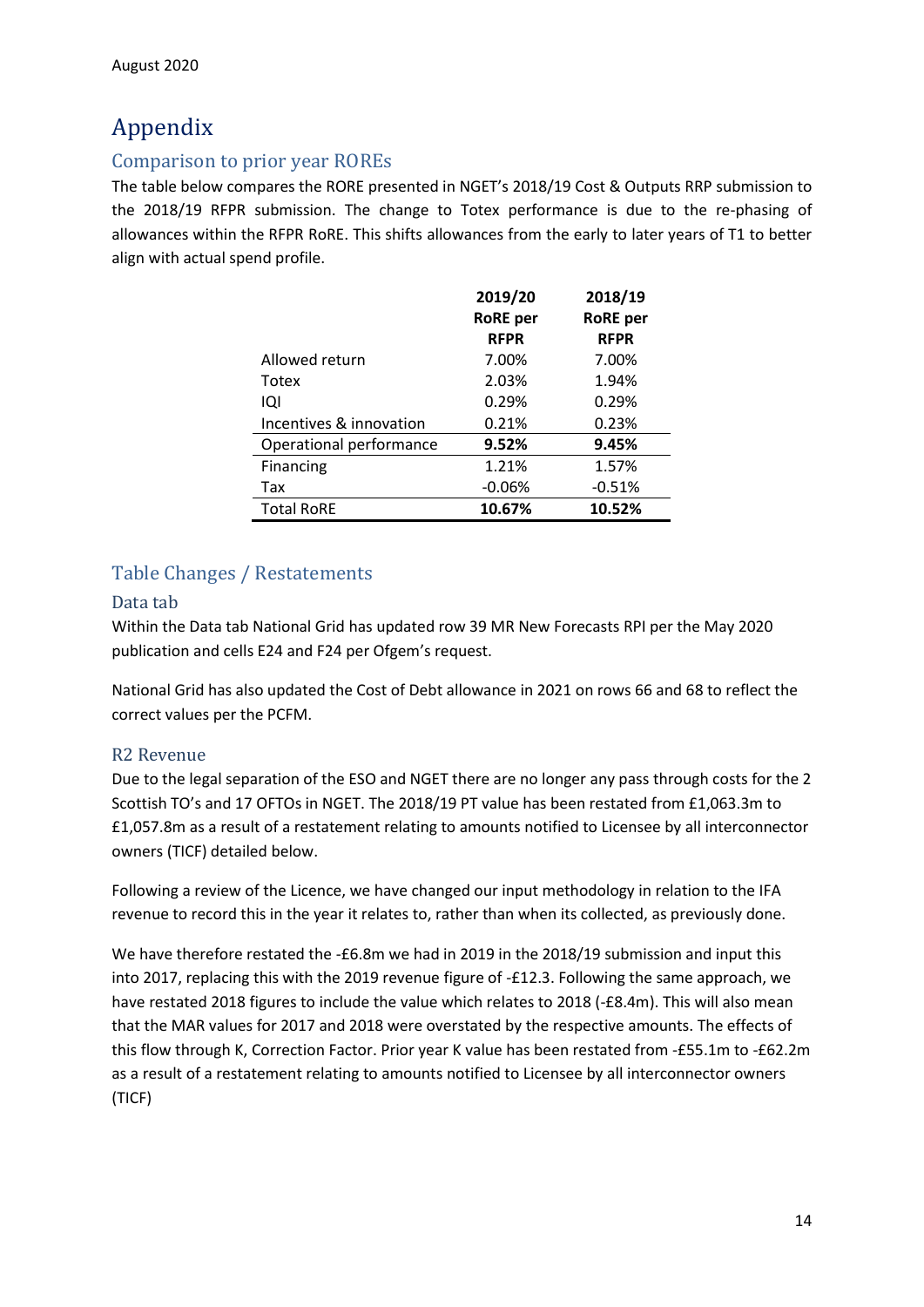# Appendix

## Comparison to prior year ROREs

The table below compares the RORE presented in NGET's 2018/19 Cost & Outputs RRP submission to the 2018/19 RFPR submission. The change to Totex performance is due to the re-phasing of allowances within the RFPR RoRE. This shifts allowances from the early to later years of T1 to better align with actual spend profile.

| | 2019/20 RoRE per RFPR | 2018/19 RoRE per RFPR |
|---|---|---|
| Allowed return | 7.00% | 7.00% |
| Totex | 2.03% | 1.94% |
| IQI | 0.29% | 0.29% |
| Incentives & innovation | 0.21% | 0.23% |
| **Operational performance** | **9.52%** | **9.45%** |
| Financing | 1.21% | 1.57% |
| Tax | -0.06% | -0.51% |
| **Total RoRE** | **10.67%** | **10.52%** |

## Table Changes / Restatements

### Data tab

Within the Data tab National Grid has updated row 39 MR New Forecasts RPI per the May 2020 publication and cells E24 and F24 per Ofgem's request.

National Grid has also updated the Cost of Debt allowance in 2021 on rows 66 and 68 to reflect the correct values per the PCFM.

### R2 Revenue

Due to the legal separation of the ESO and NGET there are no longer any pass through costs for the 2 Scottish TO's and 17 OFTOs in NGET. The 2018/19 PT value has been restated from £1,063.3m to £1,057.8m as a result of a restatement relating to amounts notified to Licensee by all interconnector owners (TICF) detailed below.

Following a review of the Licence, we have changed our input methodology in relation to the IFA revenue to record this in the year it relates to, rather than when its collected, as previously done.

We have therefore restated the -£6.8m we had in 2019 in the 2018/19 submission and input this into 2017, replacing this with the 2019 revenue figure of -£12.3. Following the same approach, we have restated 2018 figures to include the value which relates to 2018 (-£8.4m). This will also mean that the MAR values for 2017 and 2018 were overstated by the respective amounts. The effects of this flow through K, Correction Factor. Prior year K value has been restated from -£55.1m to -£62.2m as a result of a restatement relating to amounts notified to Licensee by all interconnector owners (TICF)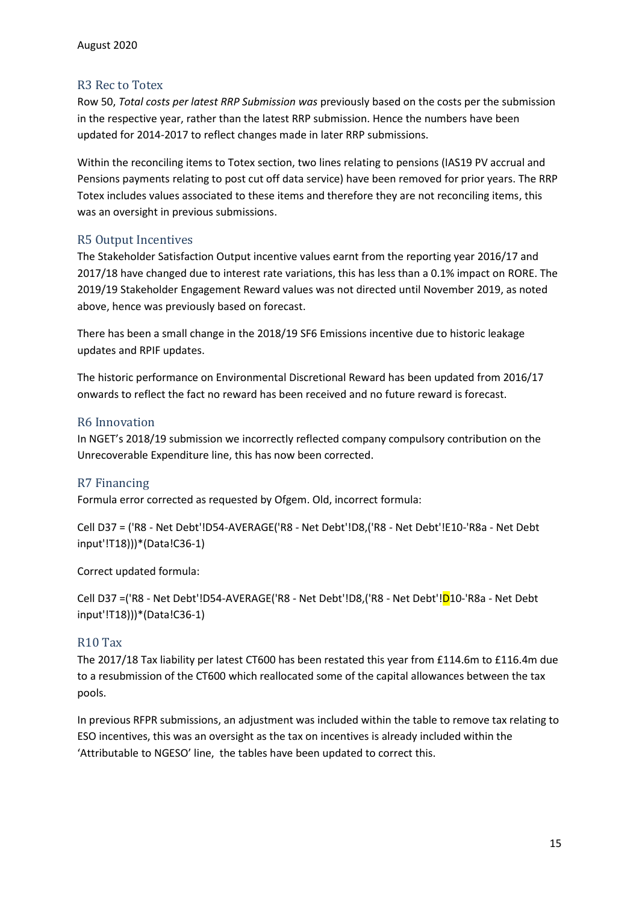August 2020

## R3 Rec to Totex

Row 50, *Total costs per latest RRP Submission was* previously based on the costs per the submission in the respective year, rather than the latest RRP submission. Hence the numbers have been updated for 2014-2017 to reflect changes made in later RRP submissions.

Within the reconciling items to Totex section, two lines relating to pensions (IAS19 PV accrual and Pensions payments relating to post cut off data service) have been removed for prior years. The RRP Totex includes values associated to these items and therefore they are not reconciling items, this was an oversight in previous submissions.

## R5 Output Incentives

The Stakeholder Satisfaction Output incentive values earnt from the reporting year 2016/17 and 2017/18 have changed due to interest rate variations, this has less than a 0.1% impact on RORE. The 2019/19 Stakeholder Engagement Reward values was not directed until November 2019, as noted above, hence was previously based on forecast.

There has been a small change in the 2018/19 SF6 Emissions incentive due to historic leakage updates and RPIF updates.

The historic performance on Environmental Discretional Reward has been updated from 2016/17 onwards to reflect the fact no reward has been received and no future reward is forecast.

## R6 Innovation

In NGET's 2018/19 submission we incorrectly reflected company compulsory contribution on the Unrecoverable Expenditure line, this has now been corrected.

## R7 Financing

Formula error corrected as requested by Ofgem. Old, incorrect formula:

Cell D37 = ('R8 - Net Debt'!D54-AVERAGE('R8 - Net Debt'!D8,('R8 - Net Debt'!E10-'R8a - Net Debt input'!T18)))*(Data!C36-1)

Correct updated formula:

Cell D37 =('R8 - Net Debt'!D54-AVERAGE('R8 - Net Debt'!D8,('R8 - Net Debt'!D10-'R8a - Net Debt input'!T18)))*(Data!C36-1)

## R10 Tax

The 2017/18 Tax liability per latest CT600 has been restated this year from £114.6m to £116.4m due to a resubmission of the CT600 which reallocated some of the capital allowances between the tax pools.

In previous RFPR submissions, an adjustment was included within the table to remove tax relating to ESO incentives, this was an oversight as the tax on incentives is already included within the 'Attributable to NGESO' line, the tables have been updated to correct this.